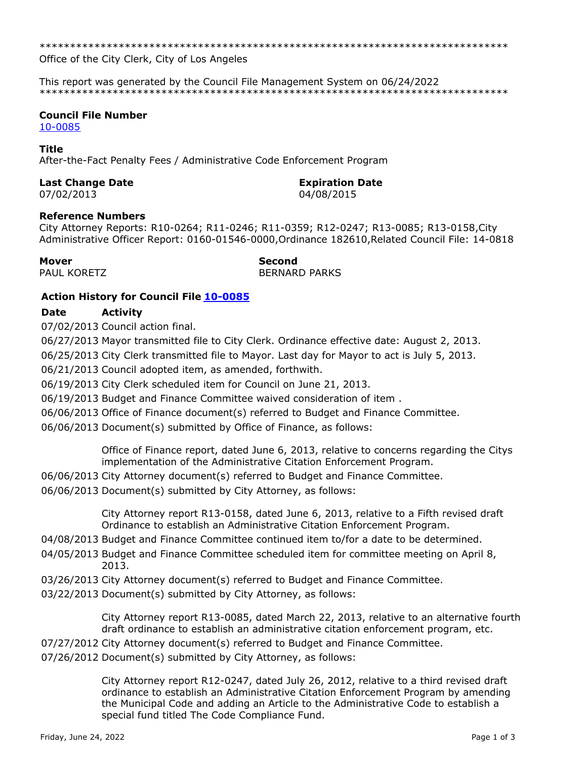*******************************************************************************
Office of the City Clerk, City of Los Angeles

This report was generated by the Council File Management System on 06/24/2022
*******************************************************************************

**Council File Number**
[10-0085](10-0085)

**Title**
After-the-Fact Penalty Fees / Administrative Code Enforcement Program

**Last Change Date**
07/02/2013

**Expiration Date**
04/08/2015

**Reference Numbers**
City Attorney Reports: R10-0264; R11-0246; R11-0359; R12-0247; R13-0085; R13-0158,City Administrative Officer Report: 0160-01546-0000,Ordinance 182610,Related Council File: 14-0818

**Mover**
PAUL KORETZ

**Second**
BERNARD PARKS

### Action History for Council File [10-0085](10-0085)

| **Date** | **Activity** |
|---|---|
| 07/02/2013 | Council action final. |
| 06/27/2013 | Mayor transmitted file to City Clerk. Ordinance effective date: August 2, 2013. |
| 06/25/2013 | City Clerk transmitted file to Mayor. Last day for Mayor to act is July 5, 2013. |
| 06/21/2013 | Council adopted item, as amended, forthwith. |
| 06/19/2013 | City Clerk scheduled item for Council on June 21, 2013. |
| 06/19/2013 | Budget and Finance Committee waived consideration of item . |
| 06/06/2013 | Office of Finance document(s) referred to Budget and Finance Committee. |
| 06/06/2013 | Document(s) submitted by Office of Finance, as follows:<br><br>Office of Finance report, dated June 6, 2013, relative to concerns regarding the Citys implementation of the Administrative Citation Enforcement Program. |
| 06/06/2013 | City Attorney document(s) referred to Budget and Finance Committee. |
| 06/06/2013 | Document(s) submitted by City Attorney, as follows:<br><br>City Attorney report R13-0158, dated June 6, 2013, relative to a Fifth revised draft Ordinance to establish an Administrative Citation Enforcement Program. |
| 04/08/2013 | Budget and Finance Committee continued item to/for a date to be determined. |
| 04/05/2013 | Budget and Finance Committee scheduled item for committee meeting on April 8, 2013. |
| 03/26/2013 | City Attorney document(s) referred to Budget and Finance Committee. |
| 03/22/2013 | Document(s) submitted by City Attorney, as follows:<br><br>City Attorney report R13-0085, dated March 22, 2013, relative to an alternative fourth draft ordinance to establish an administrative citation enforcement program, etc. |
| 07/27/2012 | City Attorney document(s) referred to Budget and Finance Committee. |
| 07/26/2012 | Document(s) submitted by City Attorney, as follows:<br><br>City Attorney report R12-0247, dated July 26, 2012, relative to a third revised draft ordinance to establish an Administrative Citation Enforcement Program by amending the Municipal Code and adding an Article to the Administrative Code to establish a special fund titled The Code Compliance Fund. |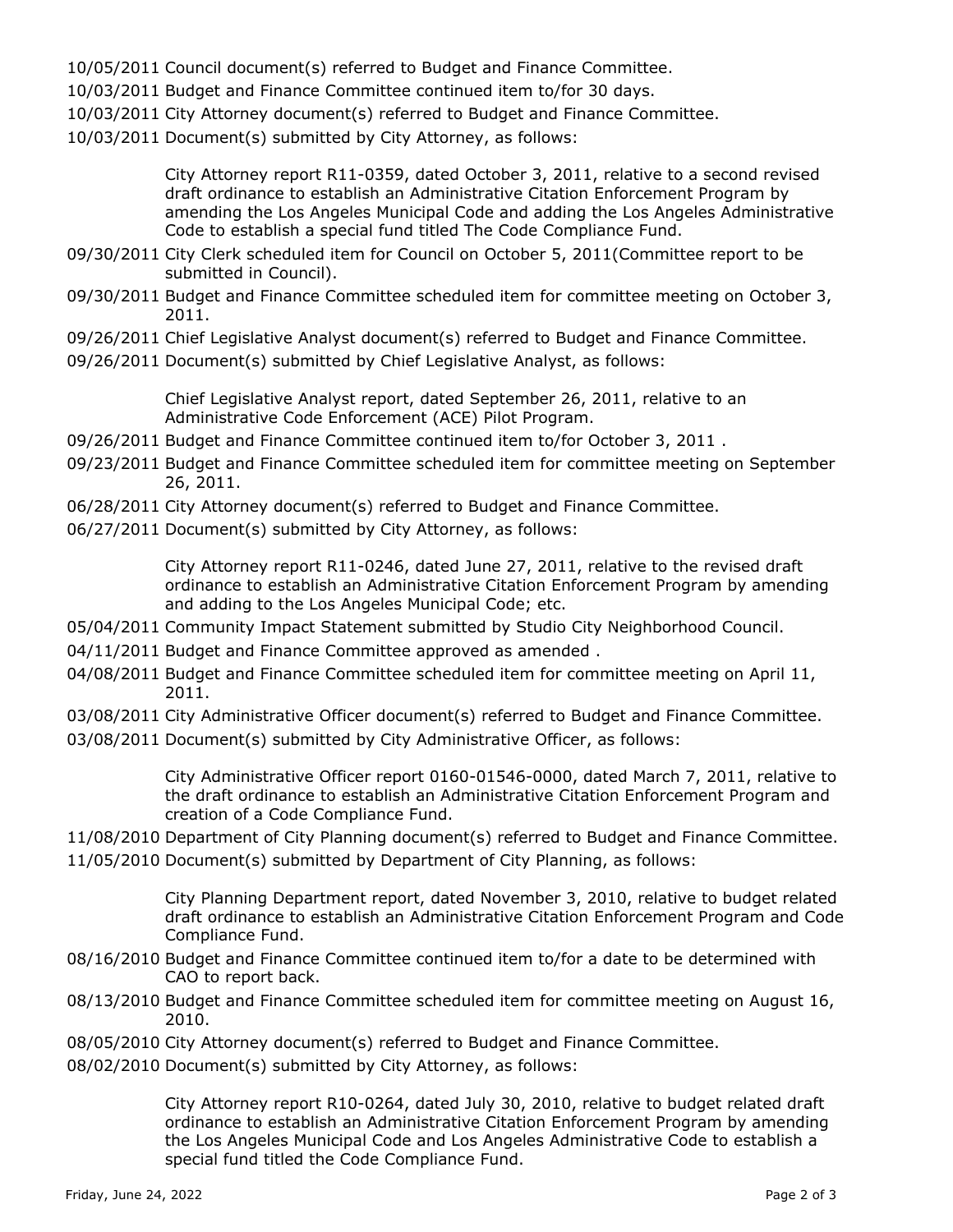10/05/2011 Council document(s) referred to Budget and Finance Committee.

10/03/2011 Budget and Finance Committee continued item to/for 30 days.

10/03/2011 City Attorney document(s) referred to Budget and Finance Committee.

10/03/2011 Document(s) submitted by City Attorney, as follows:

> City Attorney report R11-0359, dated October 3, 2011, relative to a second revised draft ordinance to establish an Administrative Citation Enforcement Program by amending the Los Angeles Municipal Code and adding the Los Angeles Administrative Code to establish a special fund titled The Code Compliance Fund.

09/30/2011 City Clerk scheduled item for Council on October 5, 2011(Committee report to be submitted in Council).

09/30/2011 Budget and Finance Committee scheduled item for committee meeting on October 3, 2011.

09/26/2011 Chief Legislative Analyst document(s) referred to Budget and Finance Committee.

09/26/2011 Document(s) submitted by Chief Legislative Analyst, as follows:

> Chief Legislative Analyst report, dated September 26, 2011, relative to an Administrative Code Enforcement (ACE) Pilot Program.

09/26/2011 Budget and Finance Committee continued item to/for October 3, 2011 .

09/23/2011 Budget and Finance Committee scheduled item for committee meeting on September 26, 2011.

06/28/2011 City Attorney document(s) referred to Budget and Finance Committee.

06/27/2011 Document(s) submitted by City Attorney, as follows:

> City Attorney report R11-0246, dated June 27, 2011, relative to the revised draft ordinance to establish an Administrative Citation Enforcement Program by amending and adding to the Los Angeles Municipal Code; etc.

05/04/2011 Community Impact Statement submitted by Studio City Neighborhood Council.

04/11/2011 Budget and Finance Committee approved as amended .

04/08/2011 Budget and Finance Committee scheduled item for committee meeting on April 11, 2011.

03/08/2011 City Administrative Officer document(s) referred to Budget and Finance Committee.

03/08/2011 Document(s) submitted by City Administrative Officer, as follows:

> City Administrative Officer report 0160-01546-0000, dated March 7, 2011, relative to the draft ordinance to establish an Administrative Citation Enforcement Program and creation of a Code Compliance Fund.

11/08/2010 Department of City Planning document(s) referred to Budget and Finance Committee.

11/05/2010 Document(s) submitted by Department of City Planning, as follows:

> City Planning Department report, dated November 3, 2010, relative to budget related draft ordinance to establish an Administrative Citation Enforcement Program and Code Compliance Fund.

08/16/2010 Budget and Finance Committee continued item to/for a date to be determined with CAO to report back.

08/13/2010 Budget and Finance Committee scheduled item for committee meeting on August 16, 2010.

08/05/2010 City Attorney document(s) referred to Budget and Finance Committee.

08/02/2010 Document(s) submitted by City Attorney, as follows:

> City Attorney report R10-0264, dated July 30, 2010, relative to budget related draft ordinance to establish an Administrative Citation Enforcement Program by amending the Los Angeles Municipal Code and Los Angeles Administrative Code to establish a special fund titled the Code Compliance Fund.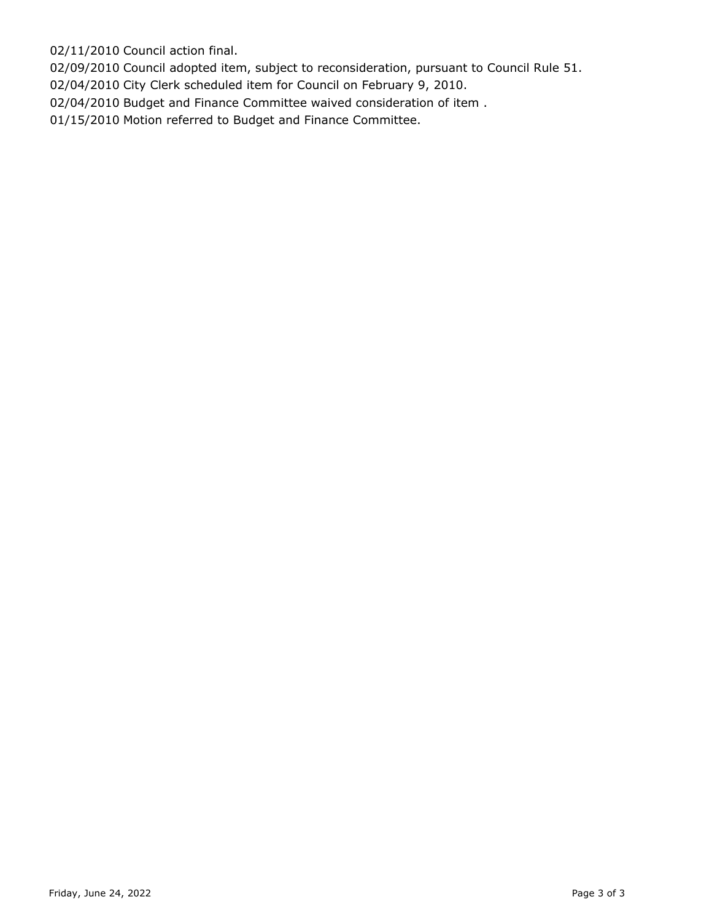02/11/2010 Council action final.

02/09/2010 Council adopted item, subject to reconsideration, pursuant to Council Rule 51.

02/04/2010 City Clerk scheduled item for Council on February 9, 2010.

02/04/2010 Budget and Finance Committee waived consideration of item .

01/15/2010 Motion referred to Budget and Finance Committee.